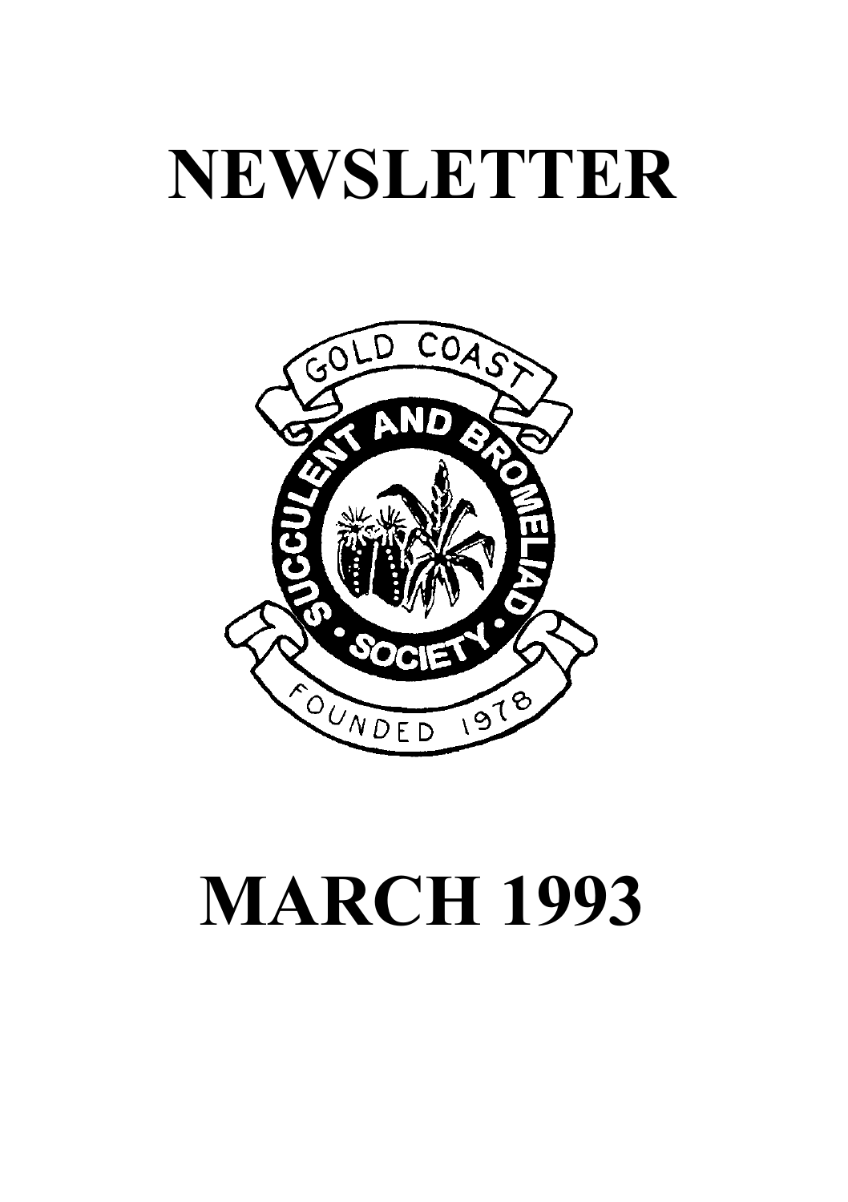# NEWSLETTER

GOLD COAST

SUCCULENT AND BROMELIAD

• SOCIETY •

FOUNDED 1978

# MARCH 1993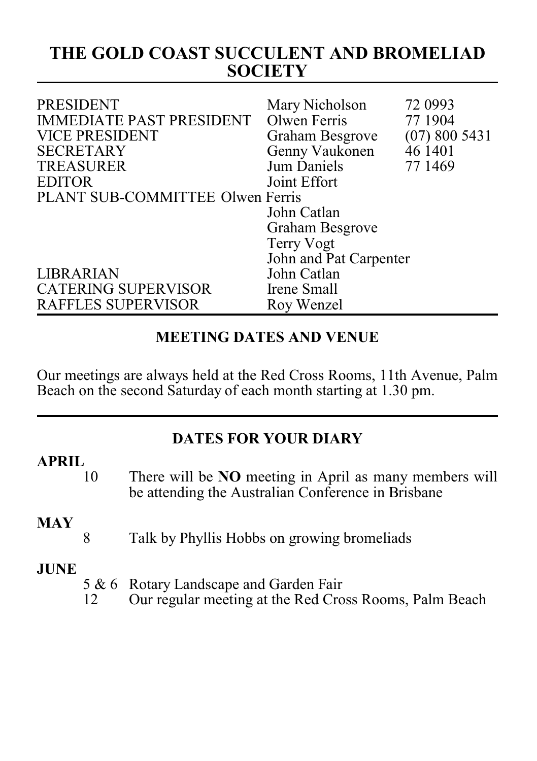# THE GOLD COAST SUCCULENT AND BROMELIAD SOCIETY

| | | |
|---|---|---|
| PRESIDENT | Mary Nicholson | 72 0993 |
| IMMEDIATE PAST PRESIDENT | Olwen Ferris | 77 1904 |
| VICE PRESIDENT | Graham Besgrove | (07) 800 5431 |
| SECRETARY | Genny Vaukonen | 46 1401 |
| TREASURER | Jum Daniels | 77 1469 |
| EDITOR | Joint Effort | |
| PLANT SUB-COMMITTEE | Olwen Ferris | |
| | John Catlan | |
| | Graham Besgrove | |
| | Terry Vogt | |
| | John and Pat Carpenter | |
| LIBRARIAN | John Catlan | |
| CATERING SUPERVISOR | Irene Small | |
| RAFFLES SUPERVISOR | Roy Wenzel | |

## MEETING DATES AND VENUE

Our meetings are always held at the Red Cross Rooms, 11th Avenue, Palm Beach on the second Saturday of each month starting at 1.30 pm.

## DATES FOR YOUR DIARY

**APRIL**

10 There will be **NO** meeting in April as many members will be attending the Australian Conference in Brisbane

**MAY**

8 Talk by Phyllis Hobbs on growing bromeliads

**JUNE**

5 & 6 Rotary Landscape and Garden Fair

12 Our regular meeting at the Red Cross Rooms, Palm Beach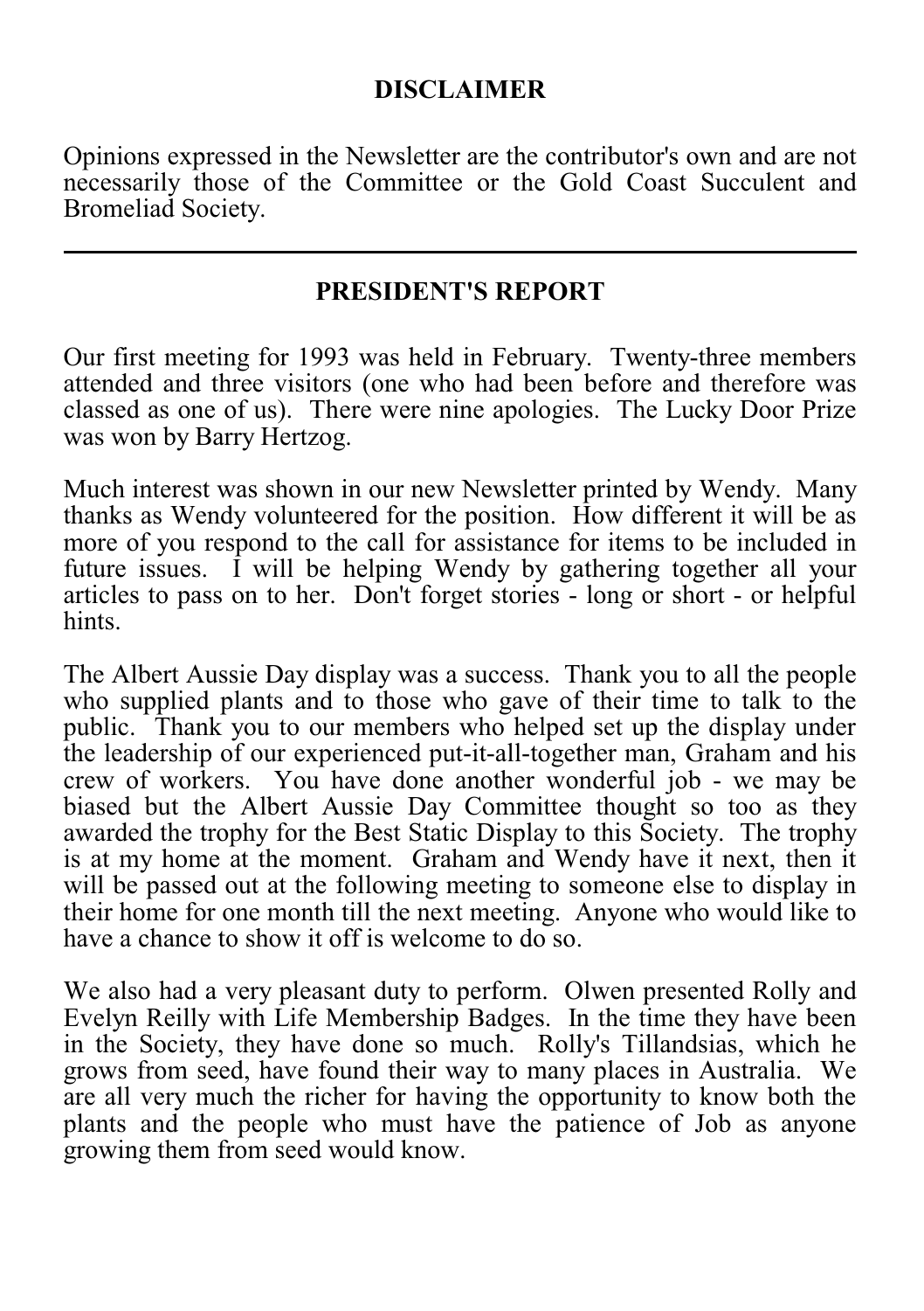## DISCLAIMER

Opinions expressed in the Newsletter are the contributor's own and are not necessarily those of the Committee or the Gold Coast Succulent and Bromeliad Society.

---

## PRESIDENT'S REPORT

Our first meeting for 1993 was held in February. Twenty-three members attended and three visitors (one who had been before and therefore was classed as one of us). There were nine apologies. The Lucky Door Prize was won by Barry Hertzog.

Much interest was shown in our new Newsletter printed by Wendy. Many thanks as Wendy volunteered for the position. How different it will be as more of you respond to the call for assistance for items to be included in future issues. I will be helping Wendy by gathering together all your articles to pass on to her. Don't forget stories - long or short - or helpful hints.

The Albert Aussie Day display was a success. Thank you to all the people who supplied plants and to those who gave of their time to talk to the public. Thank you to our members who helped set up the display under the leadership of our experienced put-it-all-together man, Graham and his crew of workers. You have done another wonderful job - we may be biased but the Albert Aussie Day Committee thought so too as they awarded the trophy for the Best Static Display to this Society. The trophy is at my home at the moment. Graham and Wendy have it next, then it will be passed out at the following meeting to someone else to display in their home for one month till the next meeting. Anyone who would like to have a chance to show it off is welcome to do so.

We also had a very pleasant duty to perform. Olwen presented Rolly and Evelyn Reilly with Life Membership Badges. In the time they have been in the Society, they have done so much. Rolly's Tillandsias, which he grows from seed, have found their way to many places in Australia. We are all very much the richer for having the opportunity to know both the plants and the people who must have the patience of Job as anyone growing them from seed would know.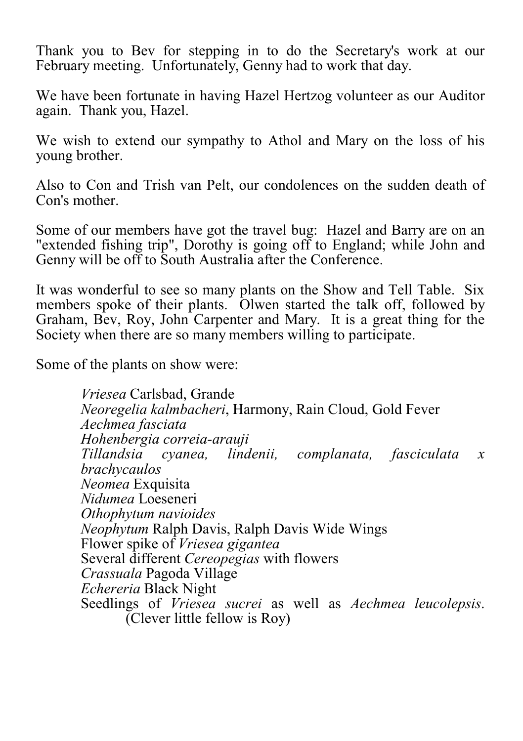Thank you to Bev for stepping in to do the Secretary's work at our February meeting. Unfortunately, Genny had to work that day.

We have been fortunate in having Hazel Hertzog volunteer as our Auditor again. Thank you, Hazel.

We wish to extend our sympathy to Athol and Mary on the loss of his young brother.

Also to Con and Trish van Pelt, our condolences on the sudden death of Con's mother.

Some of our members have got the travel bug: Hazel and Barry are on an "extended fishing trip", Dorothy is going off to England; while John and Genny will be off to South Australia after the Conference.

It was wonderful to see so many plants on the Show and Tell Table. Six members spoke of their plants. Olwen started the talk off, followed by Graham, Bev, Roy, John Carpenter and Mary. It is a great thing for the Society when there are so many members willing to participate.

Some of the plants on show were:

*Vriesea* Carlsbad, Grande
*Neoregelia kalmbacheri*, Harmony, Rain Cloud, Gold Fever
*Aechmea fasciata*
*Hohenbergia correia-arauji*
*Tillandsia cyanea, lindenii, complanata, fasciculata x brachycaulos*
*Neomea* Exquisita
*Nidumea* Loeseneri
*Othophytum navioides*
*Neophytum* Ralph Davis, Ralph Davis Wide Wings
Flower spike of *Vriesea gigantea*
Several different *Cereopegias* with flowers
*Crassuala* Pagoda Village
*Echereria* Black Night
Seedlings of *Vriesea sucrei* as well as *Aechmea leucolepsis*. (Clever little fellow is Roy)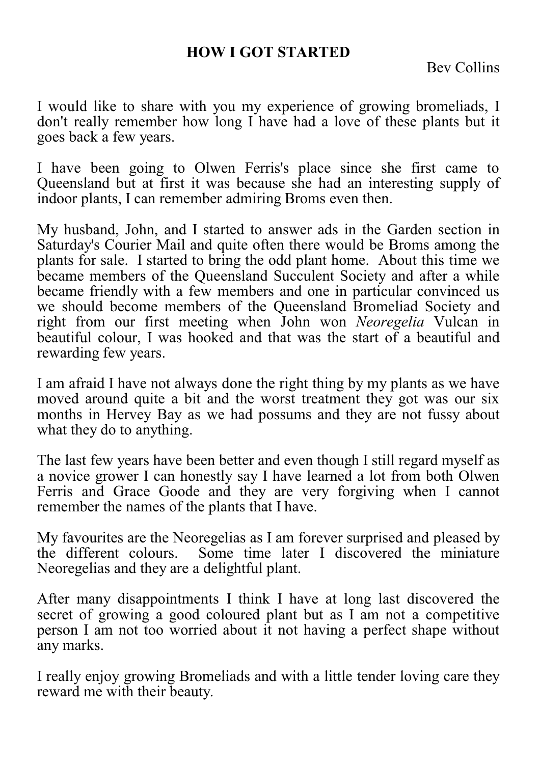## HOW I GOT STARTED

Bev Collins

I would like to share with you my experience of growing bromeliads, I don't really remember how long I have had a love of these plants but it goes back a few years.

I have been going to Olwen Ferris's place since she first came to Queensland but at first it was because she had an interesting supply of indoor plants, I can remember admiring Broms even then.

My husband, John, and I started to answer ads in the Garden section in Saturday's Courier Mail and quite often there would be Broms among the plants for sale. I started to bring the odd plant home. About this time we became members of the Queensland Succulent Society and after a while became friendly with a few members and one in particular convinced us we should become members of the Queensland Bromeliad Society and right from our first meeting when John won *Neoregelia* Vulcan in beautiful colour, I was hooked and that was the start of a beautiful and rewarding few years.

I am afraid I have not always done the right thing by my plants as we have moved around quite a bit and the worst treatment they got was our six months in Hervey Bay as we had possums and they are not fussy about what they do to anything.

The last few years have been better and even though I still regard myself as a novice grower I can honestly say I have learned a lot from both Olwen Ferris and Grace Goode and they are very forgiving when I cannot remember the names of the plants that I have.

My favourites are the Neoregelias as I am forever surprised and pleased by the different colours. Some time later I discovered the miniature Neoregelias and they are a delightful plant.

After many disappointments I think I have at long last discovered the secret of growing a good coloured plant but as I am not a competitive person I am not too worried about it not having a perfect shape without any marks.

I really enjoy growing Bromeliads and with a little tender loving care they reward me with their beauty.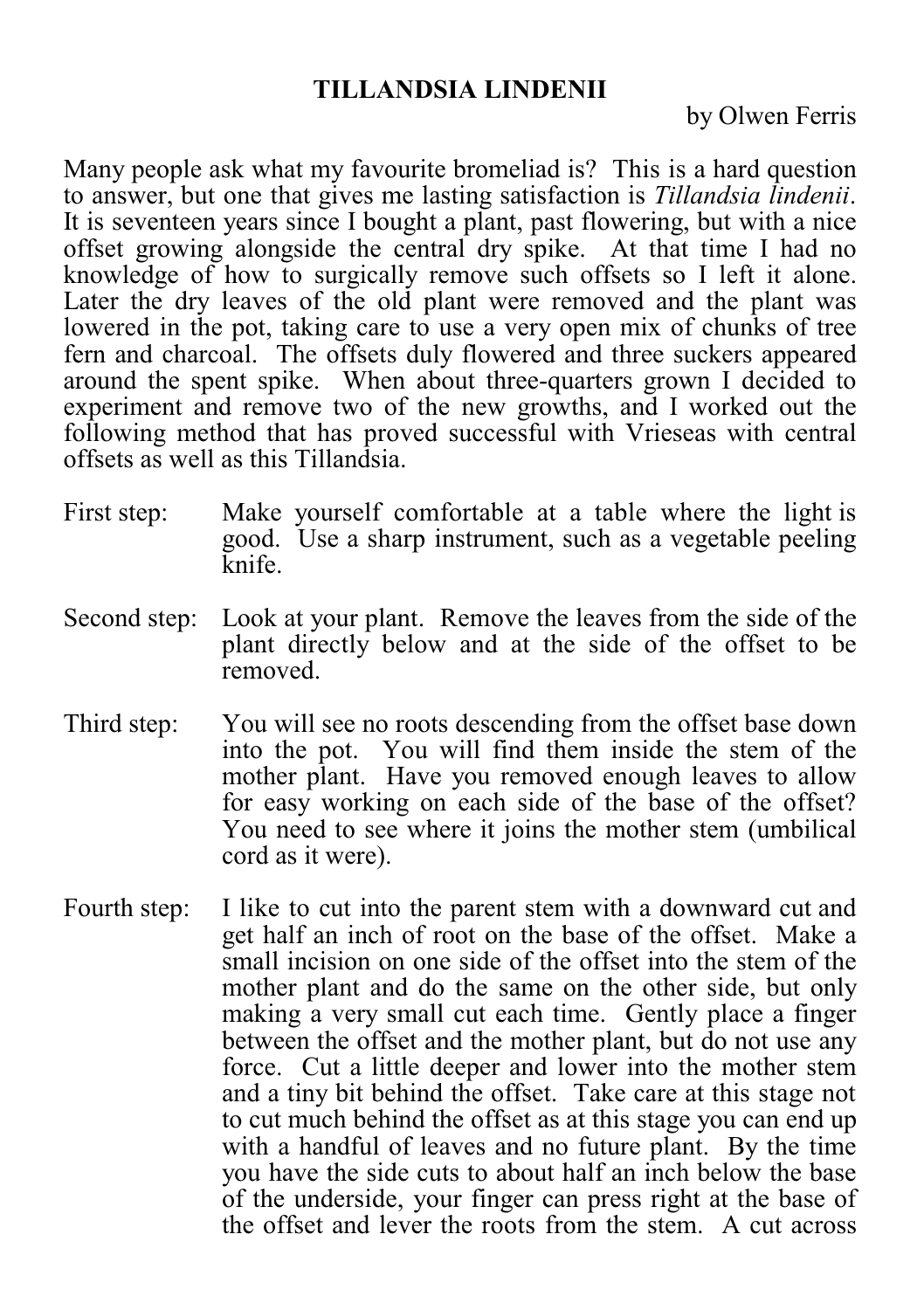## TILLANDSIA LINDENII

by Olwen Ferris

Many people ask what my favourite bromeliad is? This is a hard question to answer, but one that gives me lasting satisfaction is *Tillandsia lindenii*. It is seventeen years since I bought a plant, past flowering, but with a nice offset growing alongside the central dry spike. At that time I had no knowledge of how to surgically remove such offsets so I left it alone. Later the dry leaves of the old plant were removed and the plant was lowered in the pot, taking care to use a very open mix of chunks of tree fern and charcoal. The offsets duly flowered and three suckers appeared around the spent spike. When about three-quarters grown I decided to experiment and remove two of the new growths, and I worked out the following method that has proved successful with Vrieseas with central offsets as well as this Tillandsia.

First step: Make yourself comfortable at a table where the light is good. Use a sharp instrument, such as a vegetable peeling knife.

Second step: Look at your plant. Remove the leaves from the side of the plant directly below and at the side of the offset to be removed.

Third step: You will see no roots descending from the offset base down into the pot. You will find them inside the stem of the mother plant. Have you removed enough leaves to allow for easy working on each side of the base of the offset? You need to see where it joins the mother stem (umbilical cord as it were).

Fourth step: I like to cut into the parent stem with a downward cut and get half an inch of root on the base of the offset. Make a small incision on one side of the offset into the stem of the mother plant and do the same on the other side, but only making a very small cut each time. Gently place a finger between the offset and the mother plant, but do not use any force. Cut a little deeper and lower into the mother stem and a tiny bit behind the offset. Take care at this stage not to cut much behind the offset as at this stage you can end up with a handful of leaves and no future plant. By the time you have the side cuts to about half an inch below the base of the underside, your finger can press right at the base of the offset and lever the roots from the stem. A cut across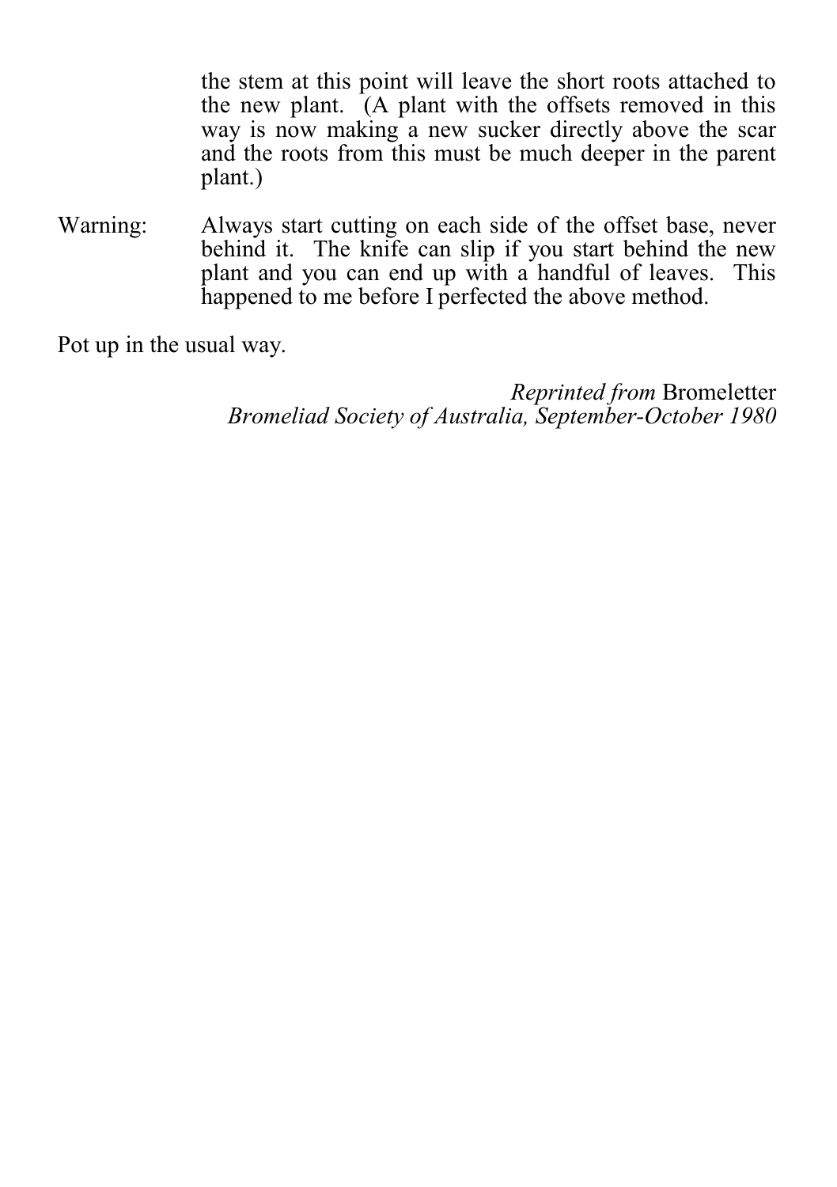the stem at this point will leave the short roots attached to the new plant. (A plant with the offsets removed in this way is now making a new sucker directly above the scar and the roots from this must be much deeper in the parent plant.)

Warning: Always start cutting on each side of the offset base, never behind it. The knife can slip if you start behind the new plant and you can end up with a handful of leaves. This happened to me before I perfected the above method.

Pot up in the usual way.

*Reprinted from* Bromeletter
*Bromeliad Society of Australia, September-October 1980*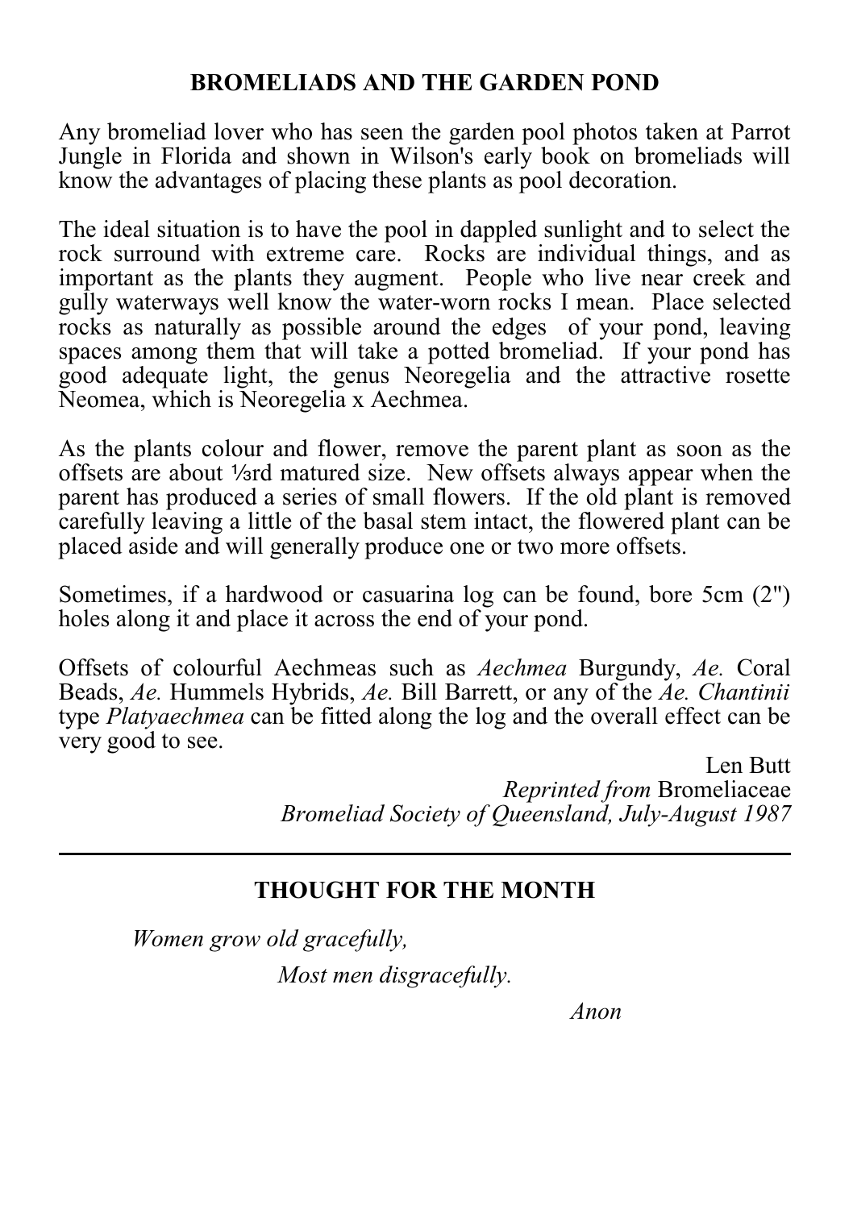## BROMELIADS AND THE GARDEN POND

Any bromeliad lover who has seen the garden pool photos taken at Parrot Jungle in Florida and shown in Wilson's early book on bromeliads will know the advantages of placing these plants as pool decoration.

The ideal situation is to have the pool in dappled sunlight and to select the rock surround with extreme care. Rocks are individual things, and as important as the plants they augment. People who live near creek and gully waterways well know the water-worn rocks I mean. Place selected rocks as naturally as possible around the edges of your pond, leaving spaces among them that will take a potted bromeliad. If your pond has good adequate light, the genus Neoregelia and the attractive rosette Neomea, which is Neoregelia x Aechmea.

As the plants colour and flower, remove the parent plant as soon as the offsets are about ⅓rd matured size. New offsets always appear when the parent has produced a series of small flowers. If the old plant is removed carefully leaving a little of the basal stem intact, the flowered plant can be placed aside and will generally produce one or two more offsets.

Sometimes, if a hardwood or casuarina log can be found, bore 5cm (2") holes along it and place it across the end of your pond.

Offsets of colourful Aechmeas such as *Aechmea* Burgundy, *Ae.* Coral Beads, *Ae.* Hummels Hybrids, *Ae.* Bill Barrett, or any of the *Ae. Chantinii* type *Platyaechmea* can be fitted along the log and the overall effect can be very good to see.

Len Butt
*Reprinted from* Bromeliaceae
*Bromeliad Society of Queensland, July-August 1987*

---

## THOUGHT FOR THE MONTH

*Women grow old gracefully,*
*Most men disgracefully.*

*Anon*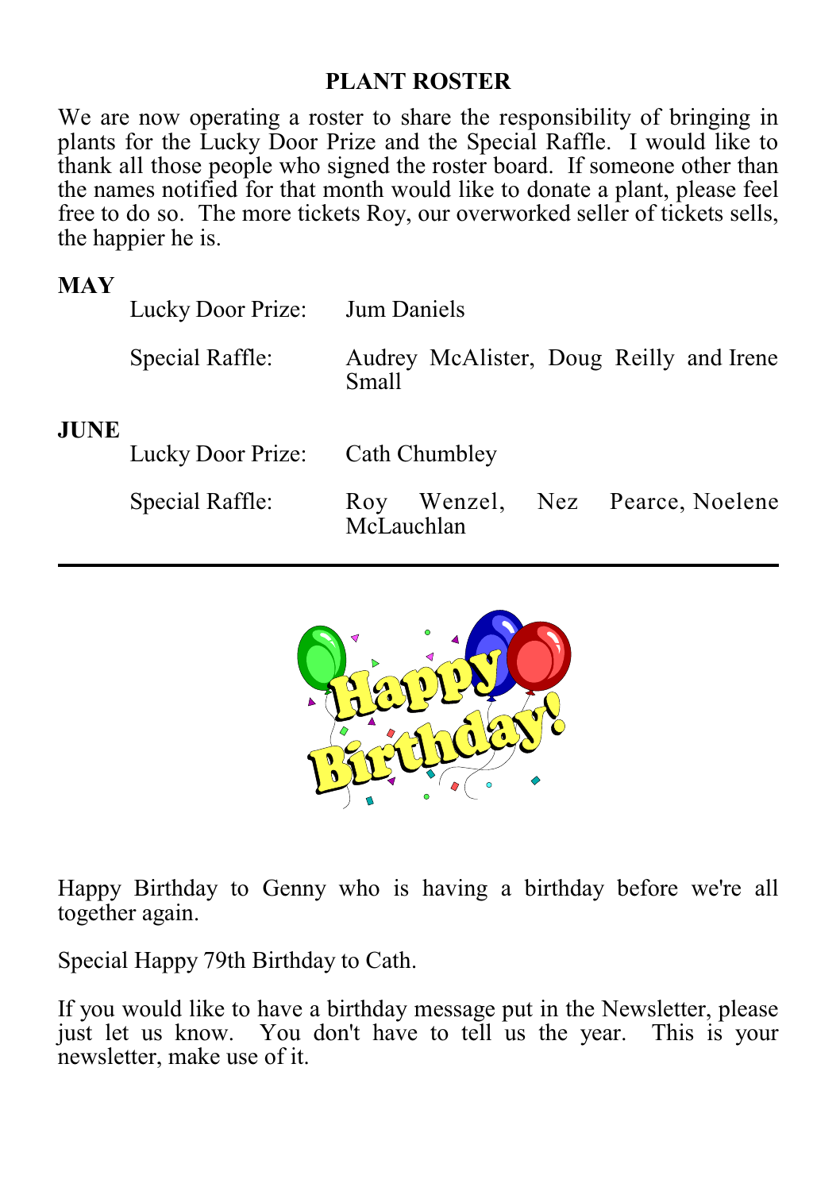## PLANT ROSTER

We are now operating a roster to share the responsibility of bringing in plants for the Lucky Door Prize and the Special Raffle. I would like to thank all those people who signed the roster board. If someone other than the names notified for that month would like to donate a plant, please feel free to do so. The more tickets Roy, our overworked seller of tickets sells, the happier he is.

**MAY**

| | |
|---|---|
| Lucky Door Prize: | Jum Daniels |
| Special Raffle: | Audrey McAlister, Doug Reilly and Irene Small |

**JUNE**

| | |
|---|---|
| Lucky Door Prize: | Cath Chumbley |
| Special Raffle: | Roy Wenzel, Nez Pearce, Noelene McLauchlan |

---

Happy Birthday to Genny who is having a birthday before we're all together again.

Special Happy 79th Birthday to Cath.

If you would like to have a birthday message put in the Newsletter, please just let us know. You don't have to tell us the year. This is your newsletter, make use of it.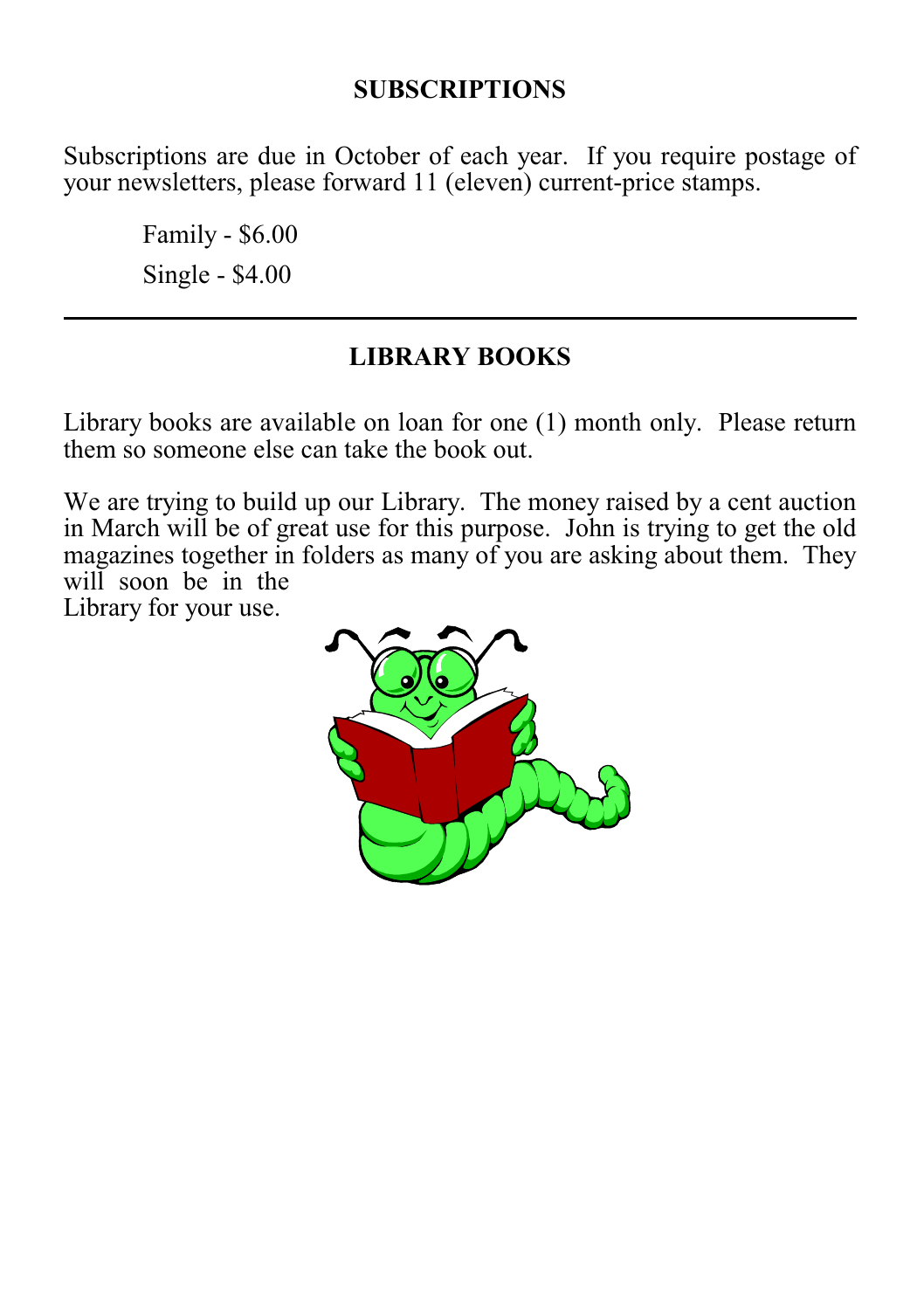## SUBSCRIPTIONS

Subscriptions are due in October of each year. If you require postage of your newsletters, please forward 11 (eleven) current-price stamps.

Family - $6.00

Single - $4.00

---

## LIBRARY BOOKS

Library books are available on loan for one (1) month only. Please return them so someone else can take the book out.

We are trying to build up our Library. The money raised by a cent auction in March will be of great use for this purpose. John is trying to get the old magazines together in folders as many of you are asking about them. They will soon be in the Library for your use.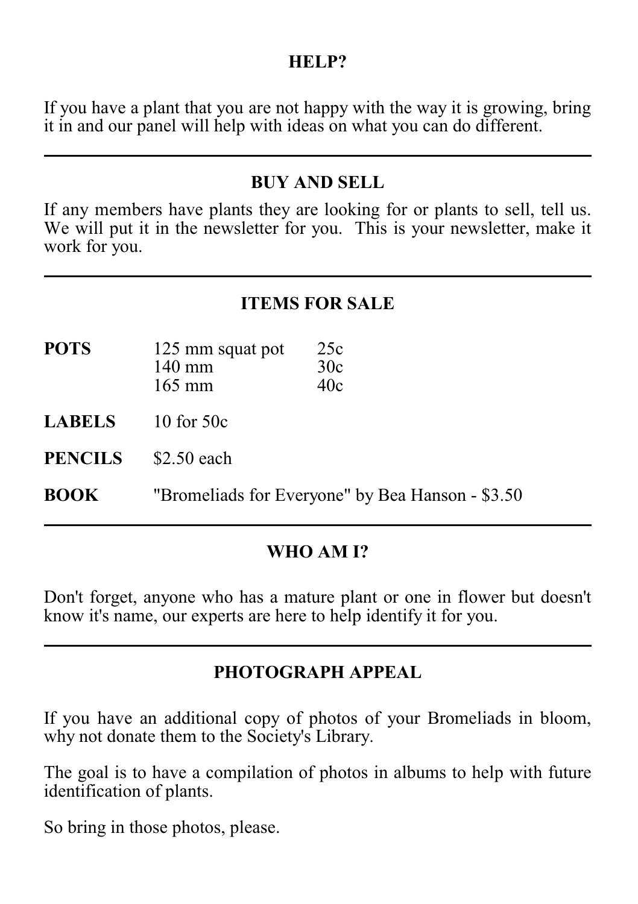## HELP?

If you have a plant that you are not happy with the way it is growing, bring it in and our panel will help with ideas on what you can do different.

---

## BUY AND SELL

If any members have plants they are looking for or plants to sell, tell us. We will put it in the newsletter for you. This is your newsletter, make it work for you.

---

## ITEMS FOR SALE

| | | |
|---|---|---|
| **POTS** | 125 mm squat pot | 25c |
| | 140 mm | 30c |
| | 165 mm | 40c |
| **LABELS** | 10 for 50c | |
| **PENCILS** | $2.50 each | |
| **BOOK** | "Bromeliads for Everyone" by Bea Hanson - $3.50 | |

---

## WHO AM I?

Don't forget, anyone who has a mature plant or one in flower but doesn't know it's name, our experts are here to help identify it for you.

---

## PHOTOGRAPH APPEAL

If you have an additional copy of photos of your Bromeliads in bloom, why not donate them to the Society's Library.

The goal is to have a compilation of photos in albums to help with future identification of plants.

So bring in those photos, please.